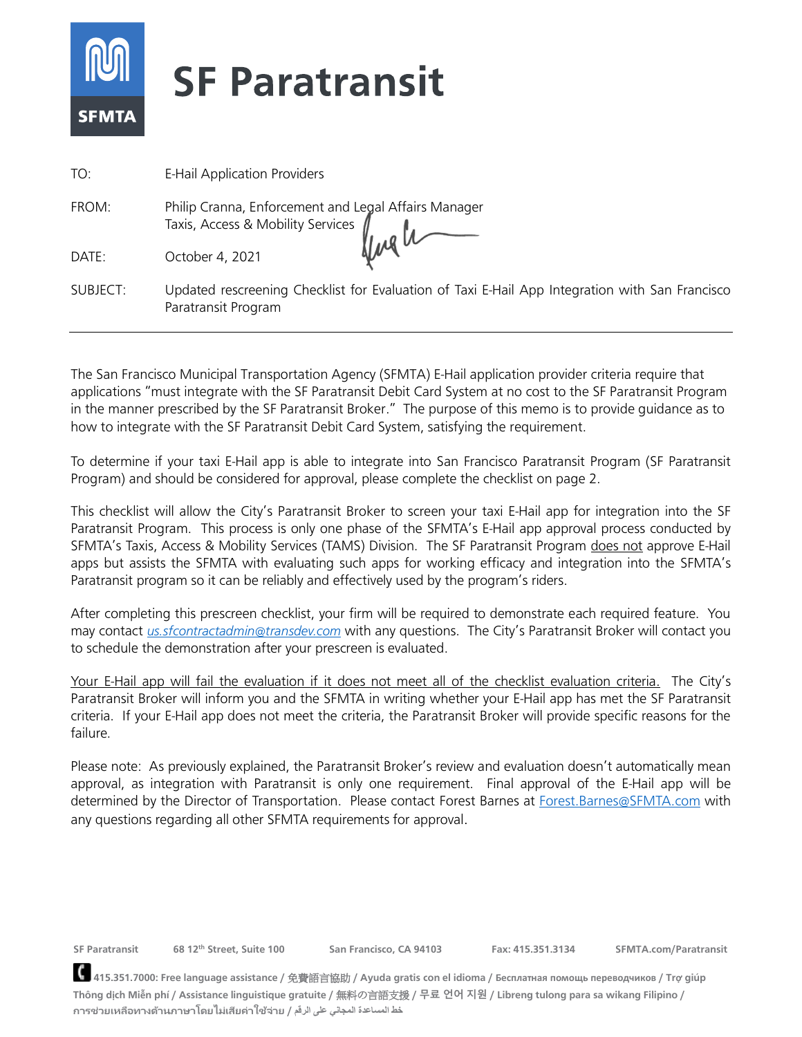# SF Paratransit

| | |
|---|---|
| TO: | E-Hail Application Providers |
| FROM: | Philip Cranna, Enforcement and Legal Affairs Manager<br>Taxis, Access & Mobility Services |
| DATE: | October 4, 2021 |
| SUBJECT: | Updated rescreening Checklist for Evaluation of Taxi E-Hail App Integration with San Francisco Paratransit Program |

The San Francisco Municipal Transportation Agency (SFMTA) E-Hail application provider criteria require that applications "must integrate with the SF Paratransit Debit Card System at no cost to the SF Paratransit Program in the manner prescribed by the SF Paratransit Broker." The purpose of this memo is to provide guidance as to how to integrate with the SF Paratransit Debit Card System, satisfying the requirement.

To determine if your taxi E-Hail app is able to integrate into San Francisco Paratransit Program (SF Paratransit Program) and should be considered for approval, please complete the checklist on page 2.

This checklist will allow the City's Paratransit Broker to screen your taxi E-Hail app for integration into the SF Paratransit Program. This process is only one phase of the SFMTA's E-Hail app approval process conducted by SFMTA's Taxis, Access & Mobility Services (TAMS) Division. The SF Paratransit Program does not approve E-Hail apps but assists the SFMTA with evaluating such apps for working efficacy and integration into the SFMTA's Paratransit program so it can be reliably and effectively used by the program's riders.

After completing this prescreen checklist, your firm will be required to demonstrate each required feature. You may contact *us.sfcontractadmin@transdev.com* with any questions. The City's Paratransit Broker will contact you to schedule the demonstration after your prescreen is evaluated.

Your E-Hail app will fail the evaluation if it does not meet all of the checklist evaluation criteria. The City's Paratransit Broker will inform you and the SFMTA in writing whether your E-Hail app has met the SF Paratransit criteria. If your E-Hail app does not meet the criteria, the Paratransit Broker will provide specific reasons for the failure.

Please note: As previously explained, the Paratransit Broker's review and evaluation doesn't automatically mean approval, as integration with Paratransit is only one requirement. Final approval of the E-Hail app will be determined by the Director of Transportation. Please contact Forest Barnes at Forest.Barnes@SFMTA.com with any questions regarding all other SFMTA requirements for approval.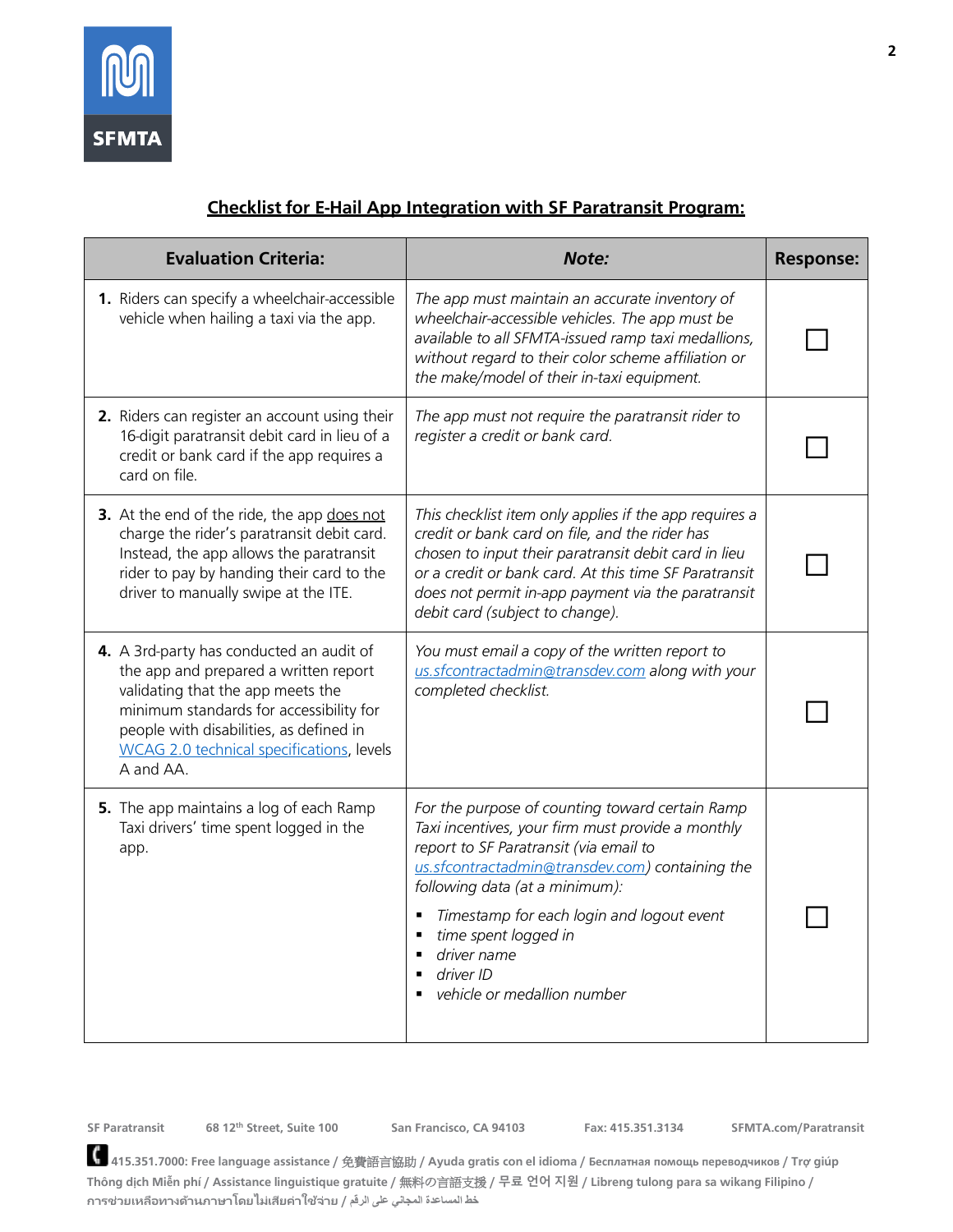## Checklist for E-Hail App Integration with SF Paratransit Program:

| Evaluation Criteria: | *Note:* | Response: |
|---|---|---|
| **1.** Riders can specify a wheelchair-accessible vehicle when hailing a taxi via the app. | *The app must maintain an accurate inventory of wheelchair-accessible vehicles. The app must be available to all SFMTA-issued ramp taxi medallions, without regard to their color scheme affiliation or the make/model of their in-taxi equipment.* | ☐ |
| **2.** Riders can register an account using their 16-digit paratransit debit card in lieu of a credit or bank card if the app requires a card on file. | *The app must not require the paratransit rider to register a credit or bank card.* | ☐ |
| **3.** At the end of the ride, the app does not charge the rider's paratransit debit card. Instead, the app allows the paratransit rider to pay by handing their card to the driver to manually swipe at the ITE. | *This checklist item only applies if the app requires a credit or bank card on file, and the rider has chosen to input their paratransit debit card in lieu or a credit or bank card. At this time SF Paratransit does not permit in-app payment via the paratransit debit card (subject to change).* | ☐ |
| **4.** A 3rd-party has conducted an audit of the app and prepared a written report validating that the app meets the minimum standards for accessibility for people with disabilities, as defined in WCAG 2.0 technical specifications, levels A and AA. | *You must email a copy of the written report to us.sfcontractadmin@transdev.com along with your completed checklist.* | ☐ |
| **5.** The app maintains a log of each Ramp Taxi drivers' time spent logged in the app. | *For the purpose of counting toward certain Ramp Taxi incentives, your firm must provide a monthly report to SF Paratransit (via email to us.sfcontractadmin@transdev.com) containing the following data (at a minimum):* <br>▪ *Timestamp for each login and logout event* <br>▪ *time spent logged in* <br>▪ *driver name* <br>▪ *driver ID* <br>▪ *vehicle or medallion number* | ☐ |

SF Paratransit 68 12th Street, Suite 100 San Francisco, CA 94103 Fax: 415.351.3134 SFMTA.com/Paratransit

415.351.7000: Free language assistance / 免費語言協助 / Ayuda gratis con el idioma / Бесплатная помощь переводчиков / Trợ giúp Thông dịch Miễn phí / Assistance linguistique gratuite / 無料の言語支援 / 무료 언어 지원 / Libreng tulong para sa wikang Filipino / การช่วยเหลือทางด้านภาษาโดยไม่เสียค่าใช้จ่าย / خط المساعدة المجاني على الرقم